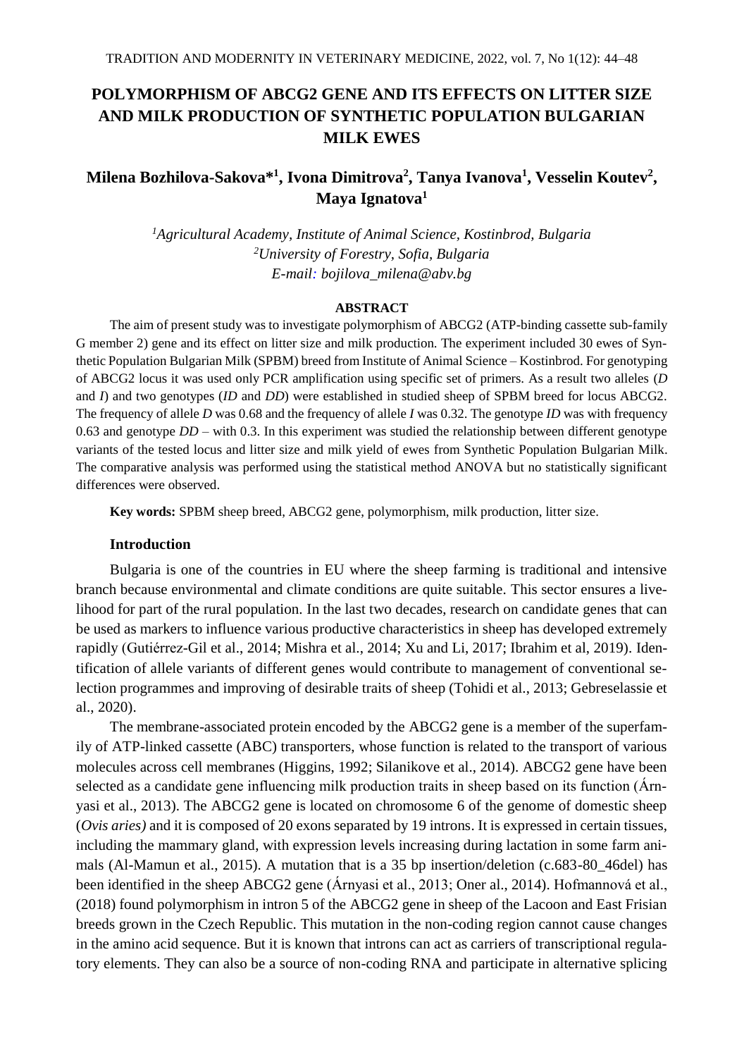# POLYMORPHISM OF ABCG2 GENE AND ITS EFFECTS ON LITTER SIZE AND MILK PRODUCTION OF SYNTHETIC POPULATION BULGARIAN MILK EWES

## Milena Bozhilova-Sakova*[1], Ivona Dimitrova[2], Tanya Ivanova[1], Vesselin Koutev[2], Maya Ignatova[1]

*[1]Agricultural Academy, Institute of Animal Science, Kostinbrod, Bulgaria*
*[2]University of Forestry, Sofia, Bulgaria*
*E-mail: bojilova_milena@abv.bg*

### ABSTRACT

The aim of present study was to investigate polymorphism of ABCG2 (ATP-binding cassette sub-family G member 2) gene and its effect on litter size and milk production. The experiment included 30 ewes of Synthetic Population Bulgarian Milk (SPBM) breed from Institute of Animal Science – Kostinbrod. For genotyping of ABCG2 locus it was used only PCR amplification using specific set of primers. As a result two alleles (*D* and *I*) and two genotypes (*ID* and *DD*) were established in studied sheep of SPBM breed for locus ABCG2. The frequency of allele *D* was 0.68 and the frequency of allele *I* was 0.32. The genotype *ID* was with frequency 0.63 and genotype *DD* – with 0.3. In this experiment was studied the relationship between different genotype variants of the tested locus and litter size and milk yield of ewes from Synthetic Population Bulgarian Milk. The comparative analysis was performed using the statistical method ANOVA but no statistically significant differences were observed.

**Key words:** SPBM sheep breed, ABCG2 gene, polymorphism, milk production, litter size.

### Introduction

Bulgaria is one of the countries in EU where the sheep farming is traditional and intensive branch because environmental and climate conditions are quite suitable. This sector ensures a livelihood for part of the rural population. In the last two decades, research on candidate genes that can be used as markers to influence various productive characteristics in sheep has developed extremely rapidly (Gutiérrez-Gil et al., 2014; Mishra et al., 2014; Xu and Li, 2017; Ibrahim et al, 2019). Identification of allele variants of different genes would contribute to management of conventional selection programmes and improving of desirable traits of sheep (Tohidi et al., 2013; Gebreselassie et al., 2020).

The membrane-associated protein encoded by the ABCG2 gene is a member of the superfamily of ATP-linked cassette (ABC) transporters, whose function is related to the transport of various molecules across cell membranes (Higgins, 1992; Silanikove et al., 2014). ABCG2 gene have been selected as a candidate gene influencing milk production traits in sheep based on its function (Árnyasi et al., 2013). The ABCG2 gene is located on chromosome 6 of the genome of domestic sheep (*Ovis aries)* and it is composed of 20 exons separated by 19 introns. It is expressed in certain tissues, including the mammary gland, with expression levels increasing during lactation in some farm animals (Al-Mamun et al., 2015). A mutation that is a 35 bp insertion/deletion (c.683-80_46del) has been identified in the sheep ABCG2 gene (Árnyasi et al., 2013; Oner al., 2014). Hofmannová et al., (2018) found polymorphism in intron 5 of the ABCG2 gene in sheep of the Lacoon and East Frisian breeds grown in the Czech Republic. This mutation in the non-coding region cannot cause changes in the amino acid sequence. But it is known that introns can act as carriers of transcriptional regulatory elements. They can also be a source of non-coding RNA and participate in alternative splicing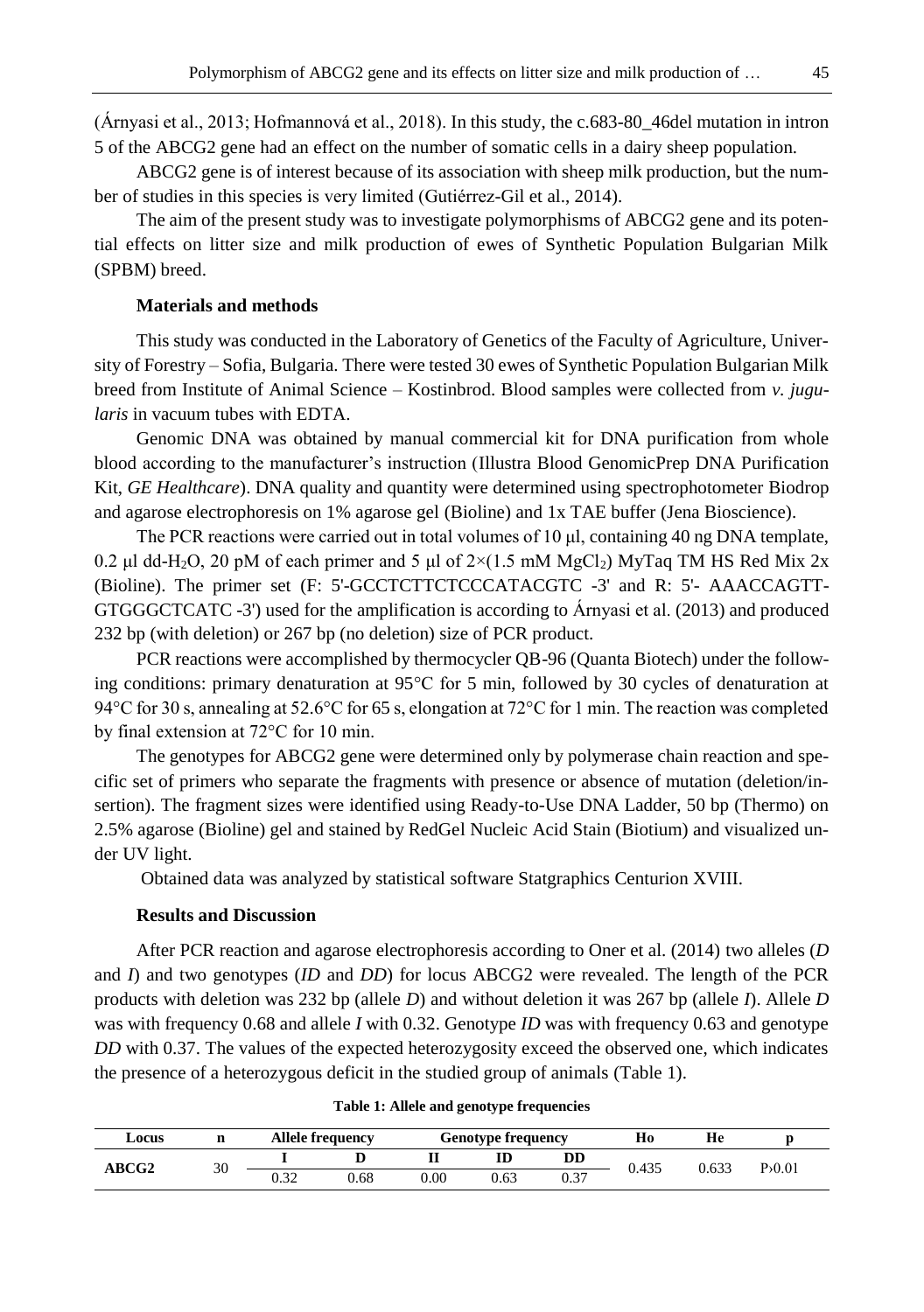(Árnyasi et al., 2013; Hofmannová et al., 2018). In this study, the c.683-80_46del mutation in intron 5 of the ABCG2 gene had an effect on the number of somatic cells in a dairy sheep population.

ABCG2 gene is of interest because of its association with sheep milk production, but the number of studies in this species is very limited (Gutiérrez-Gil et al., 2014).

The aim of the present study was to investigate polymorphisms of ABCG2 gene and its potential effects on litter size and milk production of ewes of Synthetic Population Bulgarian Milk (SPBM) breed.

## Materials and methods

This study was conducted in the Laboratory of Genetics of the Faculty of Agriculture, University of Forestry – Sofia, Bulgaria. There were tested 30 ewes of Synthetic Population Bulgarian Milk breed from Institute of Animal Science – Kostinbrod. Blood samples were collected from *v. jugularis* in vacuum tubes with EDTA.

Genomic DNA was obtained by manual commercial kit for DNA purification from whole blood according to the manufacturer's instruction (Illustra Blood GenomicPrep DNA Purification Kit, *GE Healthcare*). DNA quality and quantity were determined using spectrophotometer Biodrop and agarose electrophoresis on 1% agarose gel (Bioline) and 1x TAE buffer (Jena Bioscience).

The PCR reactions were carried out in total volumes of 10 μl, containing 40 ng DNA template, 0.2 μl dd-$H_2O$, 20 pM of each primer and 5 μl of 2×(1.5 mM $MgCl_2$) MyTaq TM HS Red Mix 2x (Bioline). The primer set (F: 5'-GCCTCTTCTCCCATACGTC -3' and R: 5'- AAACCAGTT-GTGGGCTCATC -3') used for the amplification is according to Árnyasi et al. (2013) and produced 232 bp (with deletion) or 267 bp (no deletion) size of PCR product.

PCR reactions were accomplished by thermocycler QB-96 (Quanta Biotech) under the following conditions: primary denaturation at 95°C for 5 min, followed by 30 cycles of denaturation at 94°C for 30 s, annealing at 52.6°C for 65 s, elongation at 72°C for 1 min. The reaction was completed by final extension at 72°C for 10 min.

The genotypes for ABCG2 gene were determined only by polymerase chain reaction and specific set of primers who separate the fragments with presence or absence of mutation (deletion/insertion). The fragment sizes were identified using Ready-to-Use DNA Ladder, 50 bp (Thermo) on 2.5% agarose (Bioline) gel and stained by RedGel Nucleic Acid Stain (Biotium) and visualized under UV light.

Obtained data was analyzed by statistical software Statgraphics Centurion XVIII.

## Results and Discussion

After PCR reaction and agarose electrophoresis according to Oner et al. (2014) two alleles (*D* and *I*) and two genotypes (*ID* and *DD*) for locus ABCG2 were revealed. The length of the PCR products with deletion was 232 bp (allele *D*) and without deletion it was 267 bp (allele *I*). Allele *D* was with frequency 0.68 and allele *I* with 0.32. Genotype *ID* was with frequency 0.63 and genotype *DD* with 0.37. The values of the expected heterozygosity exceed the observed one, which indicates the presence of a heterozygous deficit in the studied group of animals (Table 1).

**Table 1: Allele and genotype frequencies**

| Locus | n | Allele frequency | | Genotype frequency | | | Ho | He | p |
|---|---|---|---|---|---|---|---|---|---|
| | | I | D | II | ID | DD | | | |
| ABCG2 | 30 | 0.32 | 0.68 | 0.00 | 0.63 | 0.37 | 0.435 | 0.633 | P›0.01 |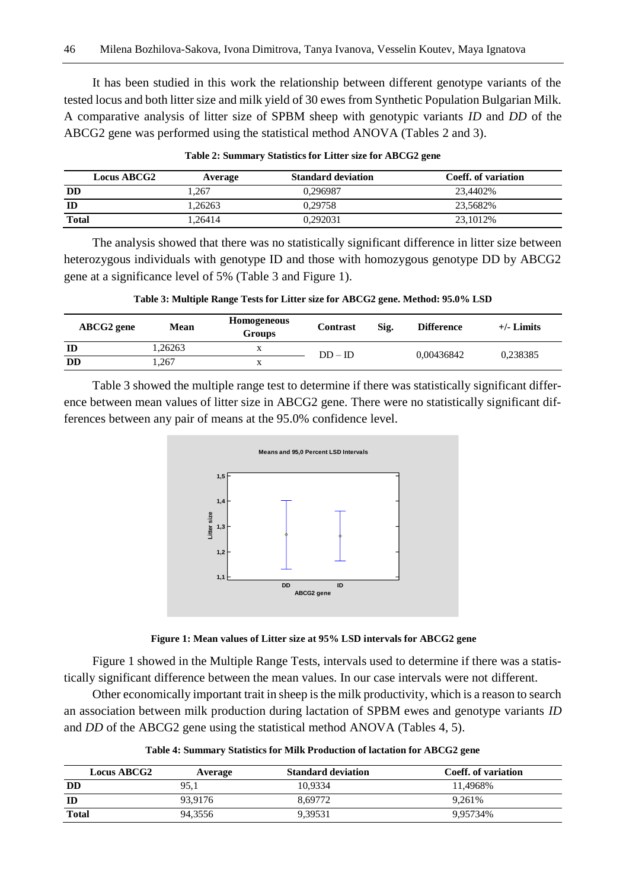It has been studied in this work the relationship between different genotype variants of the tested locus and both litter size and milk yield of 30 ewes from Synthetic Population Bulgarian Milk. A comparative analysis of litter size of SPBM sheep with genotypic variants *ID* and *DD* of the ABCG2 gene was performed using the statistical method ANOVA (Tables 2 and 3).

**Table 2: Summary Statistics for Litter size for ABCG2 gene**

| Locus ABCG2 | Average | Standard deviation | Coeff. of variation |
|---|---|---|---|
| **DD** | 1,267 | 0,296987 | 23,4402% |
| **ID** | 1,26263 | 0,29758 | 23,5682% |
| **Total** | 1,26414 | 0,292031 | 23,1012% |

The analysis showed that there was no statistically significant difference in litter size between heterozygous individuals with genotype ID and those with homozygous genotype DD by ABCG2 gene at a significance level of 5% (Table 3 and Figure 1).

**Table 3: Multiple Range Tests for Litter size for ABCG2 gene. Method: 95.0% LSD**

| ABCG2 gene | Mean | Homogeneous Groups | Contrast | Sig. | Difference | +/- Limits |
|---|---|---|---|---|---|---|
| **ID** | 1,26263 | x | DD – ID | | 0,00436842 | 0,238385 |
| **DD** | 1,267 | x | | | | |

Table 3 showed the multiple range test to determine if there was statistically significant difference between mean values of litter size in ABCG2 gene. There were no statistically significant differences between any pair of means at the 95.0% confidence level.

**Figure 1: Mean values of Litter size at 95% LSD intervals for ABCG2 gene**

Figure 1 showed in the Multiple Range Tests, intervals used to determine if there was a statistically significant difference between the mean values. In our case intervals were not different.

Other economically important trait in sheep is the milk productivity, which is a reason to search an association between milk production during lactation of SPBM ewes and genotype variants *ID* and *DD* of the ABCG2 gene using the statistical method ANOVA (Tables 4, 5).

**Table 4: Summary Statistics for Milk Production of lactation for ABCG2 gene**

| Locus ABCG2 | Average | Standard deviation | Coeff. of variation |
|---|---|---|---|
| **DD** | 95,1 | 10,9334 | 11,4968% |
| **ID** | 93,9176 | 8,69772 | 9,261% |
| **Total** | 94,3556 | 9,39531 | 9,95734% |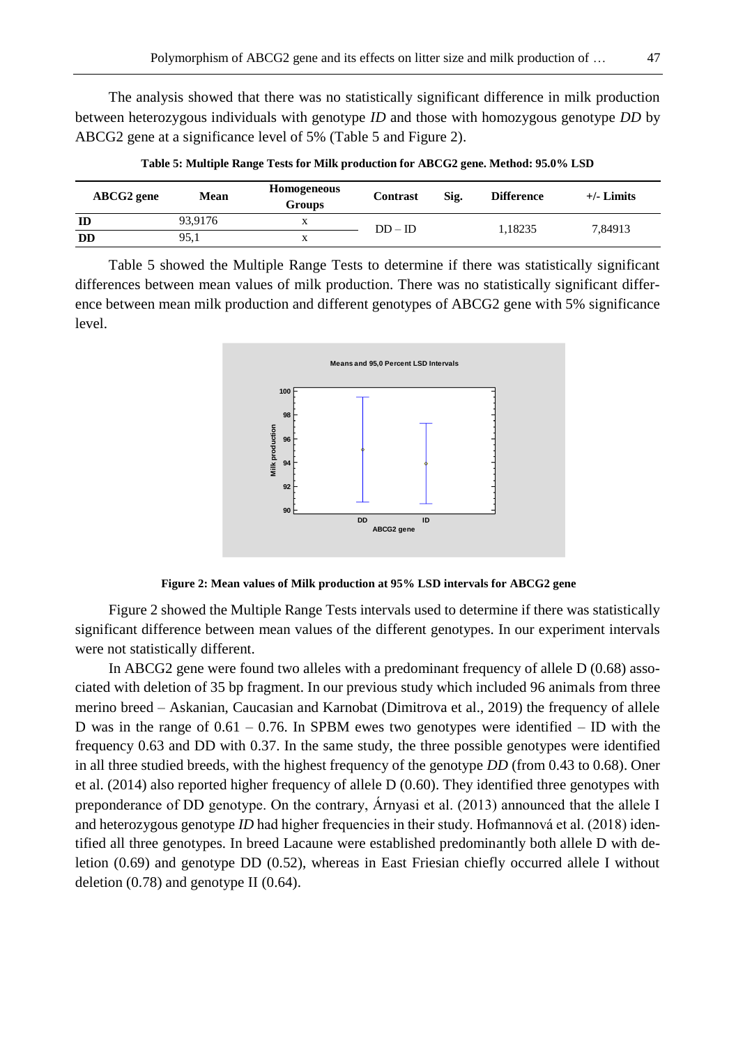The analysis showed that there was no statistically significant difference in milk production between heterozygous individuals with genotype *ID* and those with homozygous genotype *DD* by ABCG2 gene at a significance level of 5% (Table 5 and Figure 2).

**Table 5: Multiple Range Tests for Milk production for ABCG2 gene. Method: 95.0% LSD**

| ABCG2 gene | Mean | Homogeneous Groups | Contrast | Sig. | Difference | +/- Limits |
|---|---|---|---|---|---|---|
| **ID** | 93,9176 | x | DD – ID | | 1,18235 | 7,84913 |
| **DD** | 95,1 | x | | | | |

Table 5 showed the Multiple Range Tests to determine if there was statistically significant differences between mean values of milk production. There was no statistically significant difference between mean milk production and different genotypes of ABCG2 gene with 5% significance level.

**Figure 2: Mean values of Milk production at 95% LSD intervals for ABCG2 gene**

Figure 2 showed the Multiple Range Tests intervals used to determine if there was statistically significant difference between mean values of the different genotypes. In our experiment intervals were not statistically different.

In ABCG2 gene were found two alleles with a predominant frequency of allele D (0.68) associated with deletion of 35 bp fragment. In our previous study which included 96 animals from three merino breed – Askanian, Caucasian and Karnobat (Dimitrova et al., 2019) the frequency of allele D was in the range of 0.61 – 0.76. In SPBM ewes two genotypes were identified – ID with the frequency 0.63 and DD with 0.37. In the same study, the three possible genotypes were identified in all three studied breeds, with the highest frequency of the genotype *DD* (from 0.43 to 0.68). Oner et al. (2014) also reported higher frequency of allele D (0.60). They identified three genotypes with preponderance of DD genotype. On the contrary, Árnyasi et al. (2013) announced that the allele I and heterozygous genotype *ID* had higher frequencies in their study. Hofmannová et al. (2018) identified all three genotypes. In breed Lacaune were established predominantly both allele D with deletion (0.69) and genotype DD (0.52), whereas in East Friesian chiefly occurred allele I without deletion (0.78) and genotype II (0.64).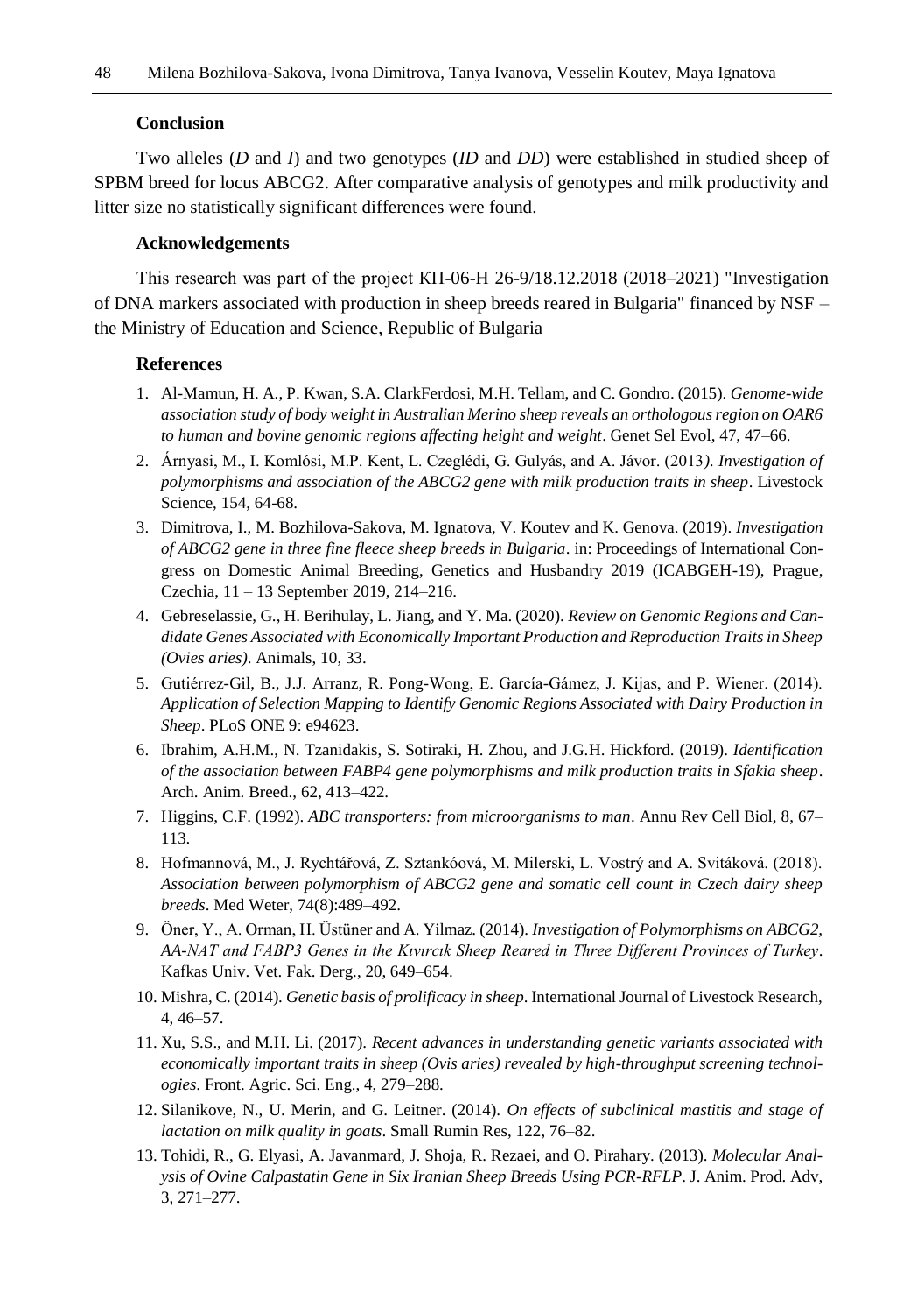### Conclusion

Two alleles (*D* and *I*) and two genotypes (*ID* and *DD*) were established in studied sheep of SPBM breed for locus ABCG2. After comparative analysis of genotypes and milk productivity and litter size no statistically significant differences were found.

### Acknowledgements

This research was part of the project КП-06-Н 26-9/18.12.2018 (2018–2021) "Investigation of DNA markers associated with production in sheep breeds reared in Bulgaria" financed by NSF – the Ministry of Education and Science, Republic of Bulgaria

### References

1. Al-Mamun, H. A., P. Kwan, S.A. ClarkFerdosi, M.H. Tellam, and C. Gondro. (2015). *Genome-wide association study of body weight in Australian Merino sheep reveals an orthologous region on OAR6 to human and bovine genomic regions affecting height and weight*. Genet Sel Evol, 47, 47–66.
2. Árnyasi, M., I. Komlósi, M.P. Kent, L. Czeglédi, G. Gulyás, and A. Jávor. (2013*). Investigation of polymorphisms and association of the ABCG2 gene with milk production traits in sheep*. Livestock Science, 154, 64-68.
3. Dimitrova, I., M. Bozhilova-Sakova, M. Ignatova, V. Koutev and K. Genova. (2019). *Investigation of ABCG2 gene in three fine fleece sheep breeds in Bulgaria*. in: Proceedings of International Congress on Domestic Animal Breeding, Genetics and Husbandry 2019 (ICABGEH-19), Prague, Czechia, 11 – 13 September 2019, 214–216.
4. Gebreselassie, G., H. Berihulay, L. Jiang, and Y. Ma. (2020). *Review on Genomic Regions and Candidate Genes Associated with Economically Important Production and Reproduction Traits in Sheep (Ovies aries)*. Animals, 10, 33.
5. Gutiérrez-Gil, B., J.J. Arranz, R. Pong-Wong, E. García-Gámez, J. Kijas, and P. Wiener. (2014). *Application of Selection Mapping to Identify Genomic Regions Associated with Dairy Production in Sheep*. PLoS ONE 9: e94623.
6. Ibrahim, A.H.M., N. Tzanidakis, S. Sotiraki, H. Zhou, and J.G.H. Hickford. (2019). *Identification of the association between FABP4 gene polymorphisms and milk production traits in Sfakia sheep*. Arch. Anim. Breed., 62, 413–422.
7. Higgins, C.F. (1992). *ABC transporters: from microorganisms to man*. Annu Rev Cell Biol, 8, 67–113.
8. Hofmannová, M., J. Rychtářová, Z. Sztankóová, M. Milerski, L. Vostrý and A. Svitáková. (2018). *Association between polymorphism of ABCG2 gene and somatic cell count in Czech dairy sheep breeds*. Med Weter, 74(8):489–492.
9. Öner, Y., A. Orman, H. Üstüner and A. Yilmaz. (2014). *Investigation of Polymorphisms on ABCG2, AA-NAT and FABP3 Genes in the Kıvırcık Sheep Reared in Three Different Provinces of Turkey*. Kafkas Univ. Vet. Fak. Derg., 20, 649–654.
10. Mishra, C. (2014). *Genetic basis of prolificacy in sheep*. International Journal of Livestock Research, 4, 46–57.
11. Xu, S.S., and M.H. Li. (2017). *Recent advances in understanding genetic variants associated with economically important traits in sheep (Ovis aries) revealed by high-throughput screening technologies*. Front. Agric. Sci. Eng., 4, 279–288.
12. Silanikove, N., U. Merin, and G. Leitner. (2014). *On effects of subclinical mastitis and stage of lactation on milk quality in goats*. Small Rumin Res, 122, 76–82.
13. Tohidi, R., G. Elyasi, A. Javanmard, J. Shoja, R. Rezaei, and O. Pirahary. (2013). *Molecular Analysis of Ovine Calpastatin Gene in Six Iranian Sheep Breeds Using PCR-RFLP*. J. Anim. Prod. Adv, 3, 271–277.